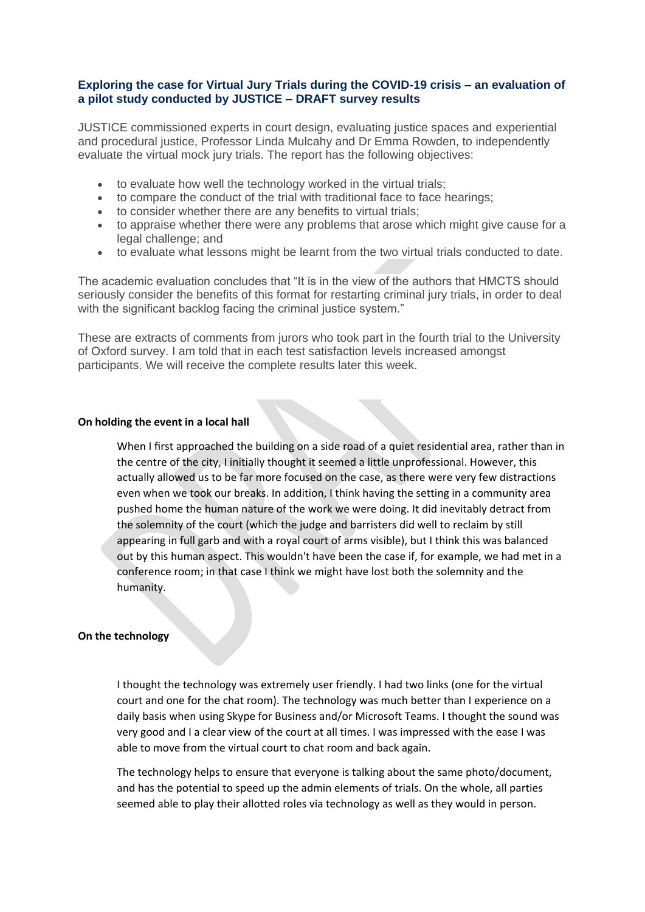## Exploring the case for Virtual Jury Trials during the COVID-19 crisis – an evaluation of a pilot study conducted by JUSTICE – DRAFT survey results

JUSTICE commissioned experts in court design, evaluating justice spaces and experiential and procedural justice, Professor Linda Mulcahy and Dr Emma Rowden, to independently evaluate the virtual mock jury trials. The report has the following objectives:

- to evaluate how well the technology worked in the virtual trials;
- to compare the conduct of the trial with traditional face to face hearings;
- to consider whether there are any benefits to virtual trials;
- to appraise whether there were any problems that arose which might give cause for a legal challenge; and
- to evaluate what lessons might be learnt from the two virtual trials conducted to date.

The academic evaluation concludes that "It is in the view of the authors that HMCTS should seriously consider the benefits of this format for restarting criminal jury trials, in order to deal with the significant backlog facing the criminal justice system."

These are extracts of comments from jurors who took part in the fourth trial to the University of Oxford survey. I am told that in each test satisfaction levels increased amongst participants. We will receive the complete results later this week.

**On holding the event in a local hall**

> When I first approached the building on a side road of a quiet residential area, rather than in the centre of the city, I initially thought it seemed a little unprofessional. However, this actually allowed us to be far more focused on the case, as there were very few distractions even when we took our breaks. In addition, I think having the setting in a community area pushed home the human nature of the work we were doing. It did inevitably detract from the solemnity of the court (which the judge and barristers did well to reclaim by still appearing in full garb and with a royal court of arms visible), but I think this was balanced out by this human aspect. This wouldn't have been the case if, for example, we had met in a conference room; in that case I think we might have lost both the solemnity and the humanity.

**On the technology**

> I thought the technology was extremely user friendly. I had two links (one for the virtual court and one for the chat room). The technology was much better than I experience on a daily basis when using Skype for Business and/or Microsoft Teams. I thought the sound was very good and I a clear view of the court at all times. I was impressed with the ease I was able to move from the virtual court to chat room and back again.
>
> The technology helps to ensure that everyone is talking about the same photo/document, and has the potential to speed up the admin elements of trials. On the whole, all parties seemed able to play their allotted roles via technology as well as they would in person.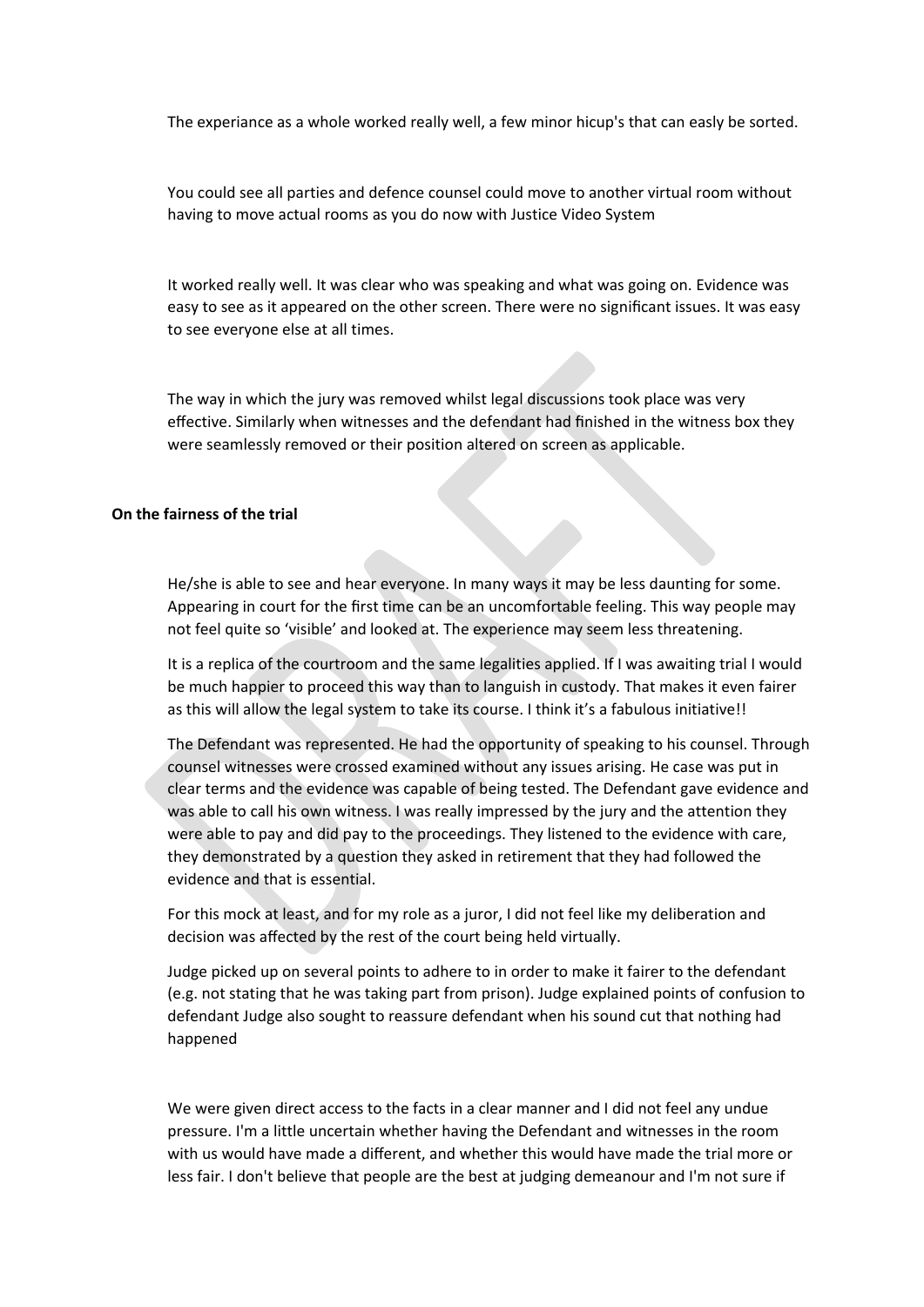The experiance as a whole worked really well, a few minor hicup's that can easly be sorted.

You could see all parties and defence counsel could move to another virtual room without having to move actual rooms as you do now with Justice Video System

It worked really well. It was clear who was speaking and what was going on. Evidence was easy to see as it appeared on the other screen. There were no significant issues. It was easy to see everyone else at all times.

The way in which the jury was removed whilst legal discussions took place was very effective. Similarly when witnesses and the defendant had finished in the witness box they were seamlessly removed or their position altered on screen as applicable.

**On the fairness of the trial**

He/she is able to see and hear everyone. In many ways it may be less daunting for some. Appearing in court for the first time can be an uncomfortable feeling. This way people may not feel quite so 'visible' and looked at. The experience may seem less threatening.

It is a replica of the courtroom and the same legalities applied. If I was awaiting trial I would be much happier to proceed this way than to languish in custody. That makes it even fairer as this will allow the legal system to take its course. I think it's a fabulous initiative!!

The Defendant was represented. He had the opportunity of speaking to his counsel. Through counsel witnesses were crossed examined without any issues arising. He case was put in clear terms and the evidence was capable of being tested. The Defendant gave evidence and was able to call his own witness. I was really impressed by the jury and the attention they were able to pay and did pay to the proceedings. They listened to the evidence with care, they demonstrated by a question they asked in retirement that they had followed the evidence and that is essential.

For this mock at least, and for my role as a juror, I did not feel like my deliberation and decision was affected by the rest of the court being held virtually.

Judge picked up on several points to adhere to in order to make it fairer to the defendant (e.g. not stating that he was taking part from prison). Judge explained points of confusion to defendant Judge also sought to reassure defendant when his sound cut that nothing had happened

We were given direct access to the facts in a clear manner and I did not feel any undue pressure. I'm a little uncertain whether having the Defendant and witnesses in the room with us would have made a different, and whether this would have made the trial more or less fair. I don't believe that people are the best at judging demeanour and I'm not sure if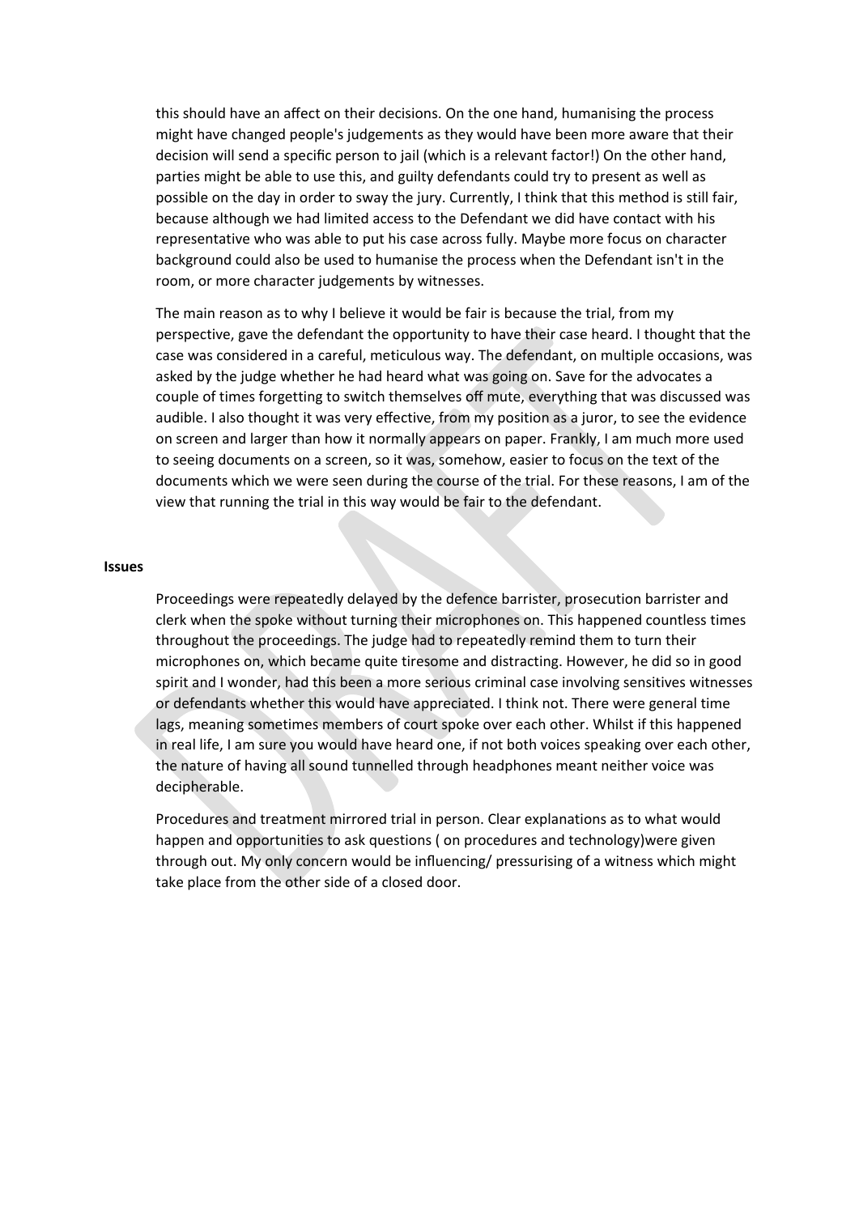this should have an affect on their decisions. On the one hand, humanising the process might have changed people's judgements as they would have been more aware that their decision will send a specific person to jail (which is a relevant factor!) On the other hand, parties might be able to use this, and guilty defendants could try to present as well as possible on the day in order to sway the jury. Currently, I think that this method is still fair, because although we had limited access to the Defendant we did have contact with his representative who was able to put his case across fully. Maybe more focus on character background could also be used to humanise the process when the Defendant isn't in the room, or more character judgements by witnesses.

The main reason as to why I believe it would be fair is because the trial, from my perspective, gave the defendant the opportunity to have their case heard. I thought that the case was considered in a careful, meticulous way. The defendant, on multiple occasions, was asked by the judge whether he had heard what was going on. Save for the advocates a couple of times forgetting to switch themselves off mute, everything that was discussed was audible. I also thought it was very effective, from my position as a juror, to see the evidence on screen and larger than how it normally appears on paper. Frankly, I am much more used to seeing documents on a screen, so it was, somehow, easier to focus on the text of the documents which we were seen during the course of the trial. For these reasons, I am of the view that running the trial in this way would be fair to the defendant.

**Issues**

Proceedings were repeatedly delayed by the defence barrister, prosecution barrister and clerk when the spoke without turning their microphones on. This happened countless times throughout the proceedings. The judge had to repeatedly remind them to turn their microphones on, which became quite tiresome and distracting. However, he did so in good spirit and I wonder, had this been a more serious criminal case involving sensitives witnesses or defendants whether this would have appreciated. I think not. There were general time lags, meaning sometimes members of court spoke over each other. Whilst if this happened in real life, I am sure you would have heard one, if not both voices speaking over each other, the nature of having all sound tunnelled through headphones meant neither voice was decipherable.

Procedures and treatment mirrored trial in person. Clear explanations as to what would happen and opportunities to ask questions ( on procedures and technology)were given through out. My only concern would be influencing/ pressurising of a witness which might take place from the other side of a closed door.